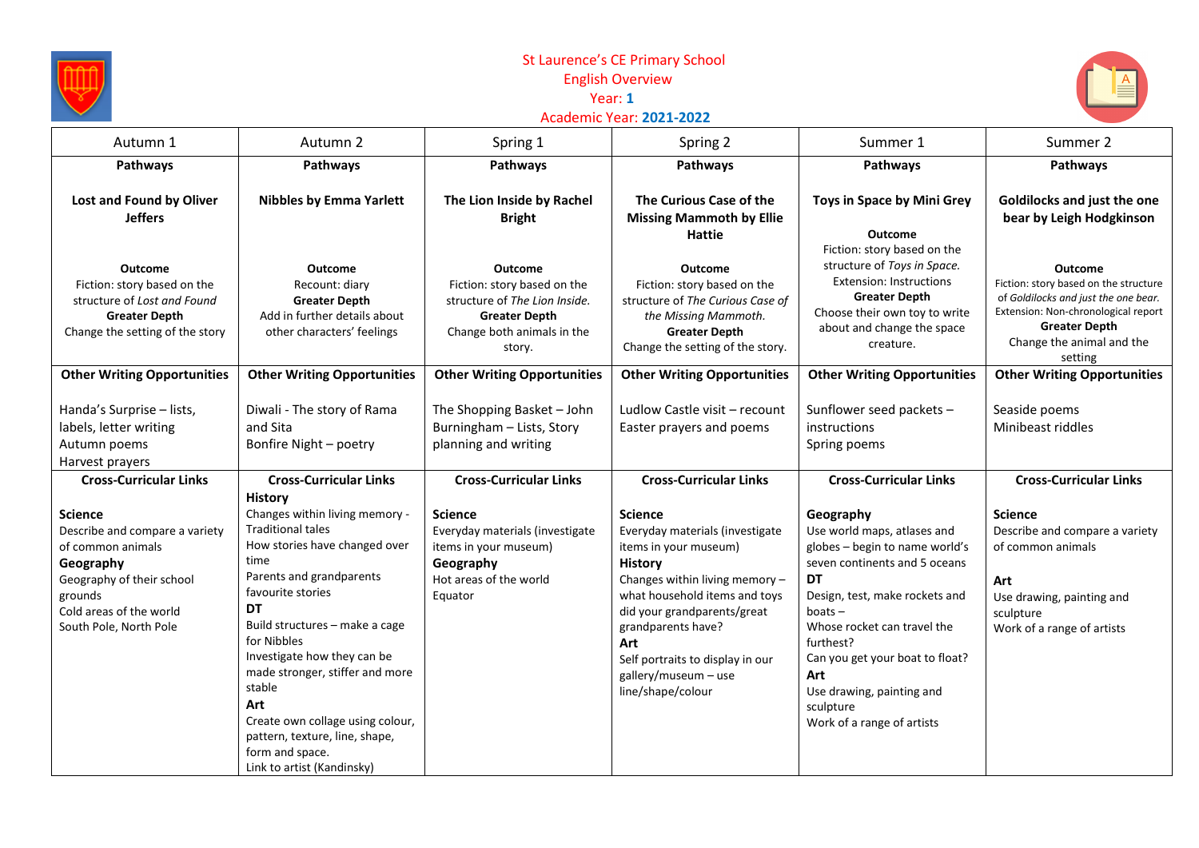# St Laurence's CE Primary School

## English Overview

**Year: 1**

**Academic Year: 2021-2022**

| Autumn 1 | Autumn 2 | Spring 1 | Spring 2 | Summer 1 | Summer 2 |
|---|---|---|---|---|---|
| **Pathways**<br><br>**Lost and Found by Oliver Jeffers**<br><br>**Outcome**<br>Fiction: story based on the structure of *Lost and Found*<br>**Greater Depth**<br>Change the setting of the story | **Pathways**<br><br>**Nibbles by Emma Yarlett**<br><br>**Outcome**<br>Recount: diary<br>**Greater Depth**<br>Add in further details about other characters' feelings | **Pathways**<br><br>**The Lion Inside by Rachel Bright**<br><br>**Outcome**<br>Fiction: story based on the structure of *The Lion Inside.*<br>**Greater Depth**<br>Change both animals in the story. | **Pathways**<br><br>**The Curious Case of the Missing Mammoth by Ellie Hattie**<br><br>**Outcome**<br>Fiction: story based on the structure of *The Curious Case of the Missing Mammoth.*<br>**Greater Depth**<br>Change the setting of the story. | **Pathways**<br><br>**Toys in Space by Mini Grey**<br><br>**Outcome**<br>Fiction: story based on the structure of *Toys in Space.*<br>Extension: Instructions<br>**Greater Depth**<br>Choose their own toy to write about and change the space creature. | **Pathways**<br><br>**Goldilocks and just the one bear by Leigh Hodgkinson**<br><br>**Outcome**<br>Fiction: story based on the structure of *Goldilocks and just the one bear.*<br>Extension: Non-chronological report<br>**Greater Depth**<br>Change the animal and the setting |
| **Other Writing Opportunities**<br><br>Handa's Surprise – lists, labels, letter writing<br>Autumn poems<br>Harvest prayers | **Other Writing Opportunities**<br><br>Diwali - The story of Rama and Sita<br>Bonfire Night – poetry | **Other Writing Opportunities**<br><br>The Shopping Basket – John Burningham – Lists, Story planning and writing | **Other Writing Opportunities**<br><br>Ludlow Castle visit – recount<br>Easter prayers and poems | **Other Writing Opportunities**<br><br>Sunflower seed packets – instructions<br>Spring poems | **Other Writing Opportunities**<br><br>Seaside poems<br>Minibeast riddles |
| **Cross-Curricular Links**<br><br>**Science**<br>Describe and compare a variety of common animals<br>**Geography**<br>Geography of their school grounds<br>Cold areas of the world<br>South Pole, North Pole | **Cross-Curricular Links**<br>**History**<br>Changes within living memory - Traditional tales<br>How stories have changed over time<br>Parents and grandparents favourite stories<br>**DT**<br>Build structures – make a cage for Nibbles<br>Investigate how they can be made stronger, stiffer and more stable<br>**Art**<br>Create own collage using colour, pattern, texture, line, shape, form and space.<br>Link to artist (Kandinsky) | **Cross-Curricular Links**<br><br>**Science**<br>Everyday materials (investigate items in your museum)<br>**Geography**<br>Hot areas of the world<br>Equator | **Cross-Curricular Links**<br><br>**Science**<br>Everyday materials (investigate items in your museum)<br>**History**<br>Changes within living memory – what household items and toys did your grandparents/great grandparents have?<br>**Art**<br>Self portraits to display in our gallery/museum – use line/shape/colour | **Cross-Curricular Links**<br><br>**Geography**<br>Use world maps, atlases and globes – begin to name world's seven continents and 5 oceans<br>**DT**<br>Design, test, make rockets and boats –<br>Whose rocket can travel the furthest?<br>Can you get your boat to float?<br>**Art**<br>Use drawing, painting and sculpture<br>Work of a range of artists | **Cross-Curricular Links**<br><br>**Science**<br>Describe and compare a variety of common animals<br><br>**Art**<br>Use drawing, painting and sculpture<br>Work of a range of artists |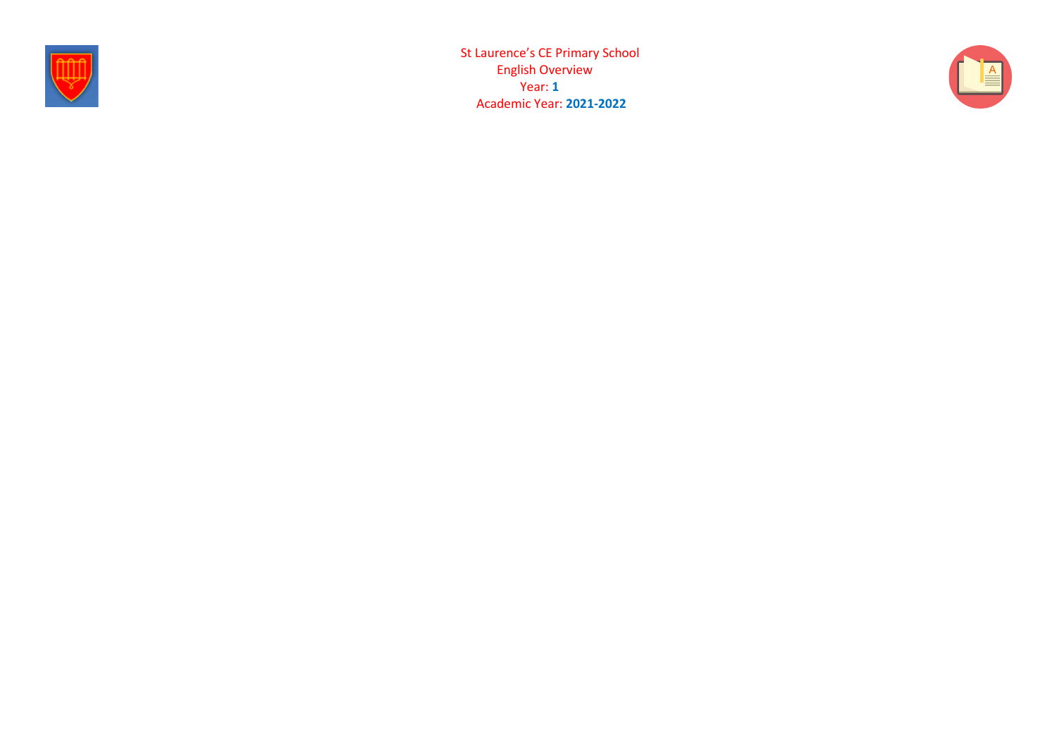St Laurence's CE Primary School
English Overview
Year: **1**
Academic Year: **2021-2022**